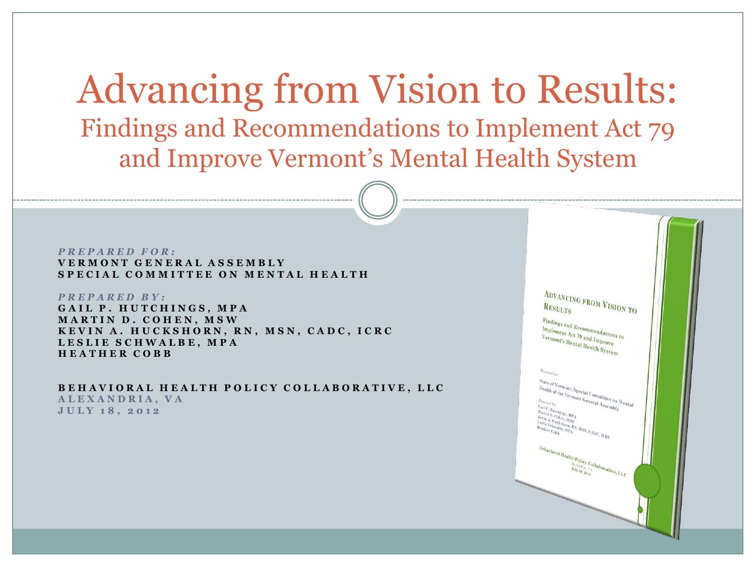# Advancing from Vision to Results:

## Findings and Recommendations to Implement Act 79 and Improve Vermont's Mental Health System

***PREPARED FOR:***

**VERMONT GENERAL ASSEMBLY**
**SPECIAL COMMITTEE ON MENTAL HEALTH**

***PREPARED BY:***

**GAIL P. HUTCHINGS, MPA**
**MARTIN D. COHEN, MSW**
**KEVIN A. HUCKSHORN, RN, MSN, CADC, ICRC**
**LESLIE SCHWALBE, MPA**
**HEATHER COBB**

**BEHAVIORAL HEALTH POLICY COLLABORATIVE, LLC**
**ALEXANDRIA, VA**
**JULY 18, 2012**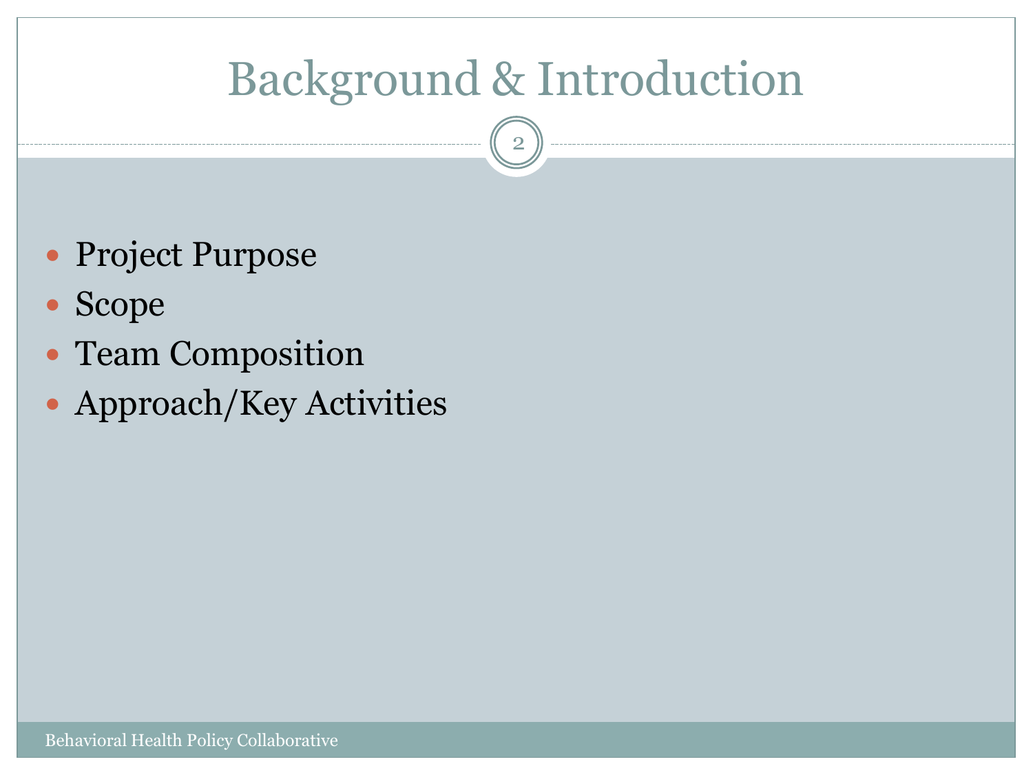# Background & Introduction

- Project Purpose
- Scope
- Team Composition
- Approach/Key Activities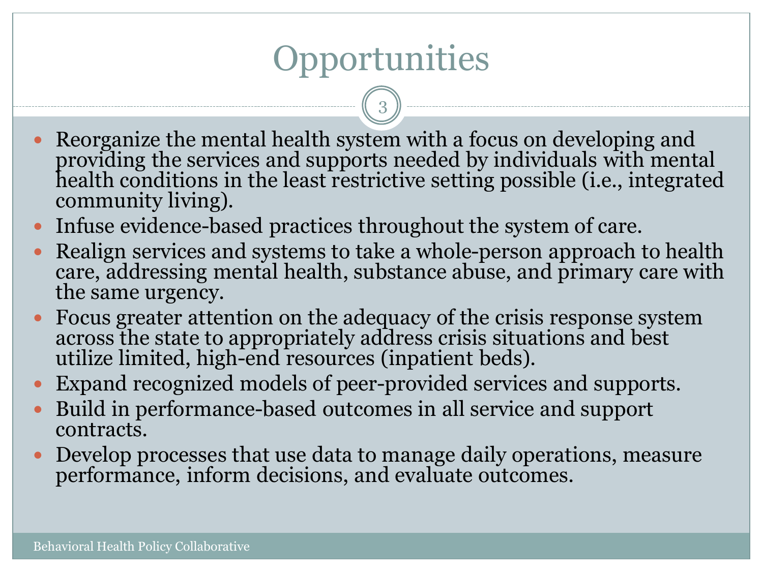# Opportunities

- Reorganize the mental health system with a focus on developing and providing the services and supports needed by individuals with mental health conditions in the least restrictive setting possible (i.e., integrated community living).
- Infuse evidence-based practices throughout the system of care.
- Realign services and systems to take a whole-person approach to health care, addressing mental health, substance abuse, and primary care with the same urgency.
- Focus greater attention on the adequacy of the crisis response system across the state to appropriately address crisis situations and best utilize limited, high-end resources (inpatient beds).
- Expand recognized models of peer-provided services and supports.
- Build in performance-based outcomes in all service and support contracts.
- Develop processes that use data to manage daily operations, measure performance, inform decisions, and evaluate outcomes.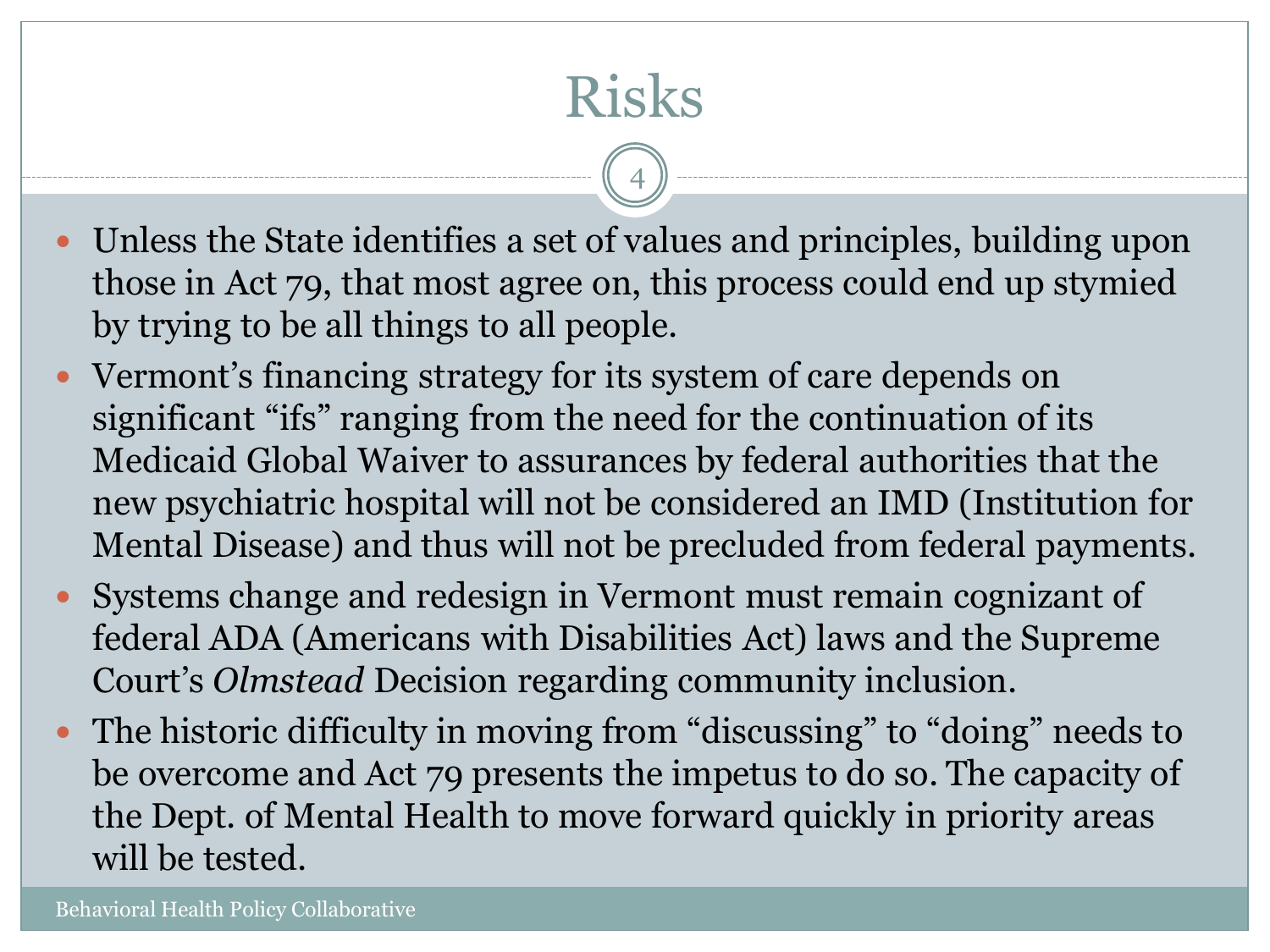# Risks

- Unless the State identifies a set of values and principles, building upon those in Act 79, that most agree on, this process could end up stymied by trying to be all things to all people.
- Vermont's financing strategy for its system of care depends on significant "ifs" ranging from the need for the continuation of its Medicaid Global Waiver to assurances by federal authorities that the new psychiatric hospital will not be considered an IMD (Institution for Mental Disease) and thus will not be precluded from federal payments.
- Systems change and redesign in Vermont must remain cognizant of federal ADA (Americans with Disabilities Act) laws and the Supreme Court's *Olmstead* Decision regarding community inclusion.
- The historic difficulty in moving from "discussing" to "doing" needs to be overcome and Act 79 presents the impetus to do so. The capacity of the Dept. of Mental Health to move forward quickly in priority areas will be tested.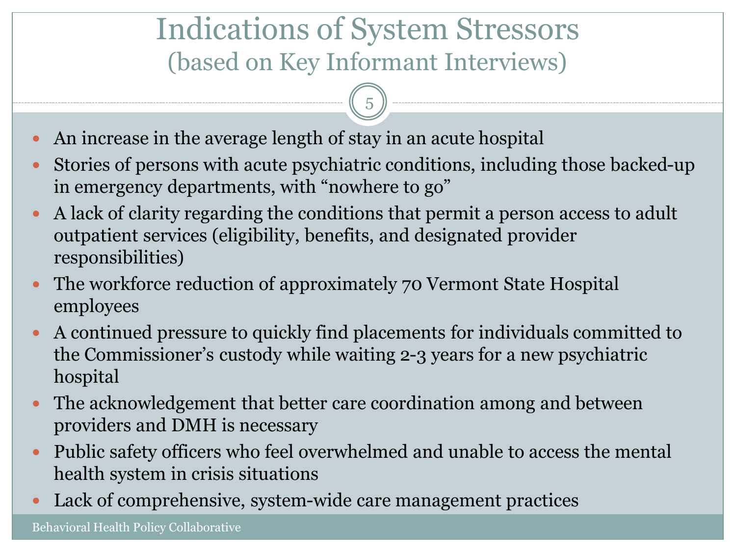# Indications of System Stressors
## (based on Key Informant Interviews)

- An increase in the average length of stay in an acute hospital
- Stories of persons with acute psychiatric conditions, including those backed-up in emergency departments, with "nowhere to go"
- A lack of clarity regarding the conditions that permit a person access to adult outpatient services (eligibility, benefits, and designated provider responsibilities)
- The workforce reduction of approximately 70 Vermont State Hospital employees
- A continued pressure to quickly find placements for individuals committed to the Commissioner's custody while waiting 2-3 years for a new psychiatric hospital
- The acknowledgement that better care coordination among and between providers and DMH is necessary
- Public safety officers who feel overwhelmed and unable to access the mental health system in crisis situations
- Lack of comprehensive, system-wide care management practices

Behavioral Health Policy Collaborative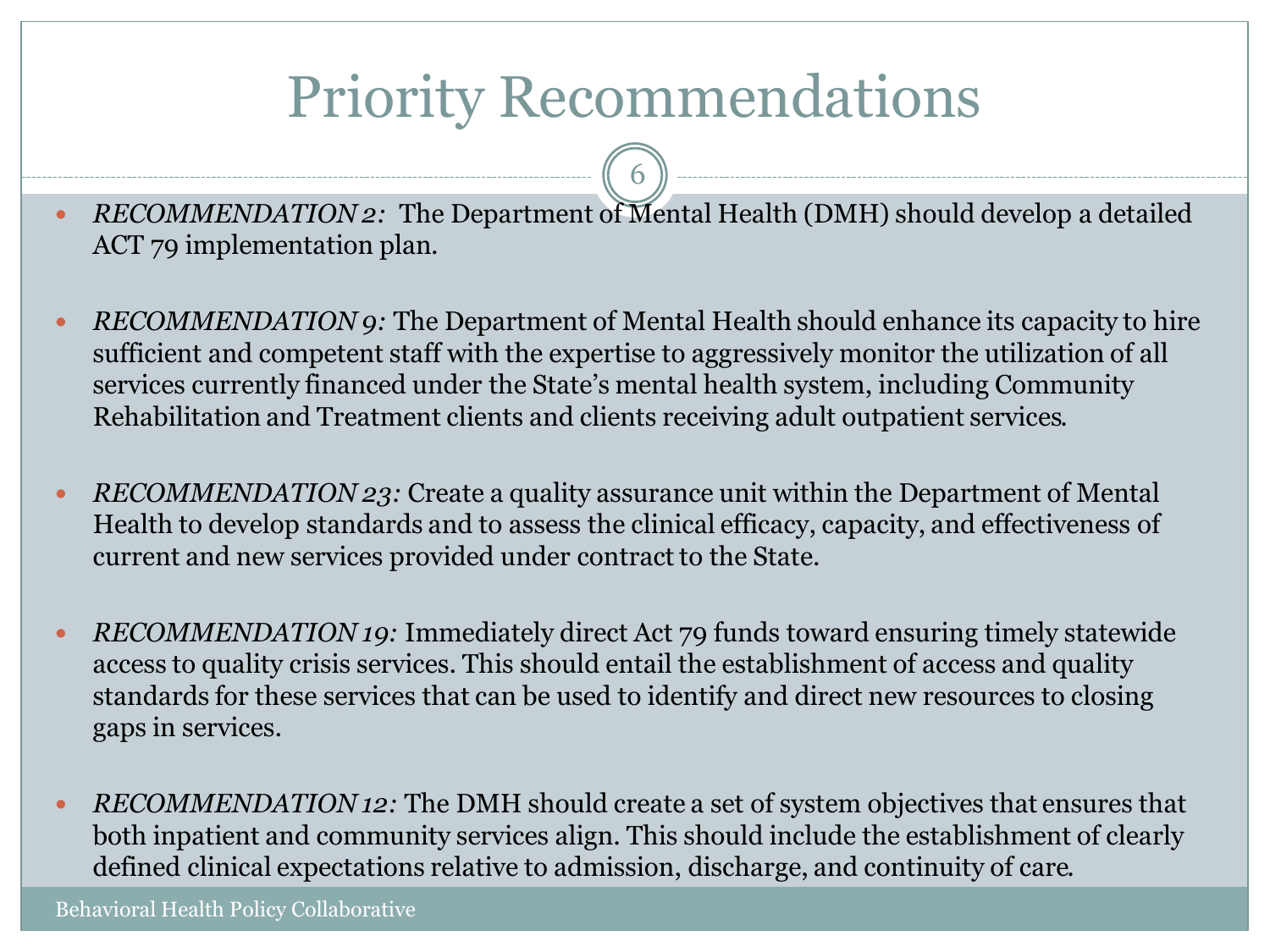# Priority Recommendations

- *RECOMMENDATION 2:* The Department of Mental Health (DMH) should develop a detailed ACT 79 implementation plan.

- *RECOMMENDATION 9:* The Department of Mental Health should enhance its capacity to hire sufficient and competent staff with the expertise to aggressively monitor the utilization of all services currently financed under the State's mental health system, including Community Rehabilitation and Treatment clients and clients receiving adult outpatient services.

- *RECOMMENDATION 23:* Create a quality assurance unit within the Department of Mental Health to develop standards and to assess the clinical efficacy, capacity, and effectiveness of current and new services provided under contract to the State.

- *RECOMMENDATION 19:* Immediately direct Act 79 funds toward ensuring timely statewide access to quality crisis services. This should entail the establishment of access and quality standards for these services that can be used to identify and direct new resources to closing gaps in services.

- *RECOMMENDATION 12:* The DMH should create a set of system objectives that ensures that both inpatient and community services align. This should include the establishment of clearly defined clinical expectations relative to admission, discharge, and continuity of care.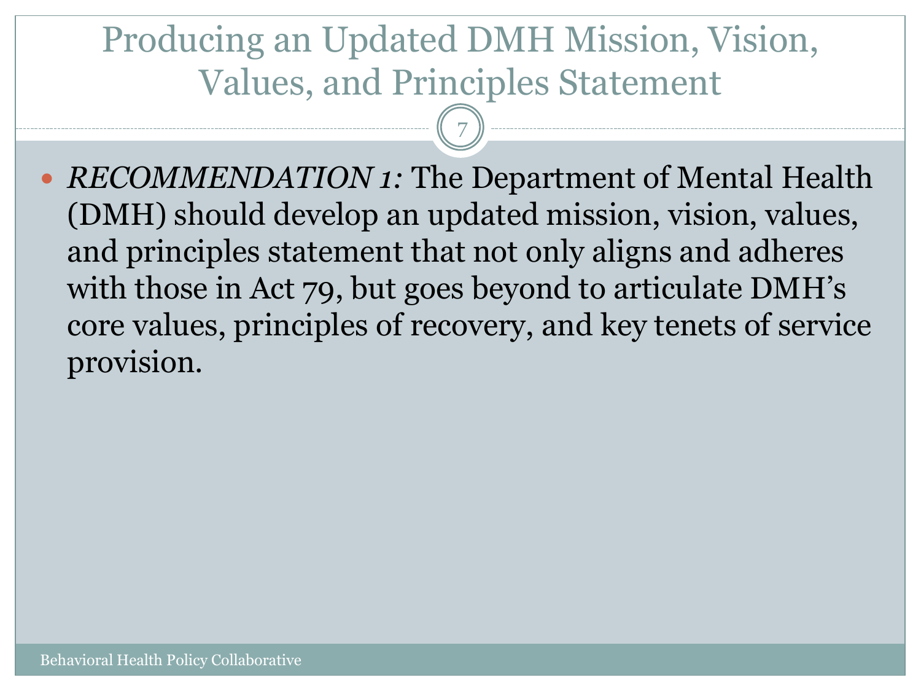# Producing an Updated DMH Mission, Vision, Values, and Principles Statement

- *RECOMMENDATION 1:* The Department of Mental Health (DMH) should develop an updated mission, vision, values, and principles statement that not only aligns and adheres with those in Act 79, but goes beyond to articulate DMH's core values, principles of recovery, and key tenets of service provision.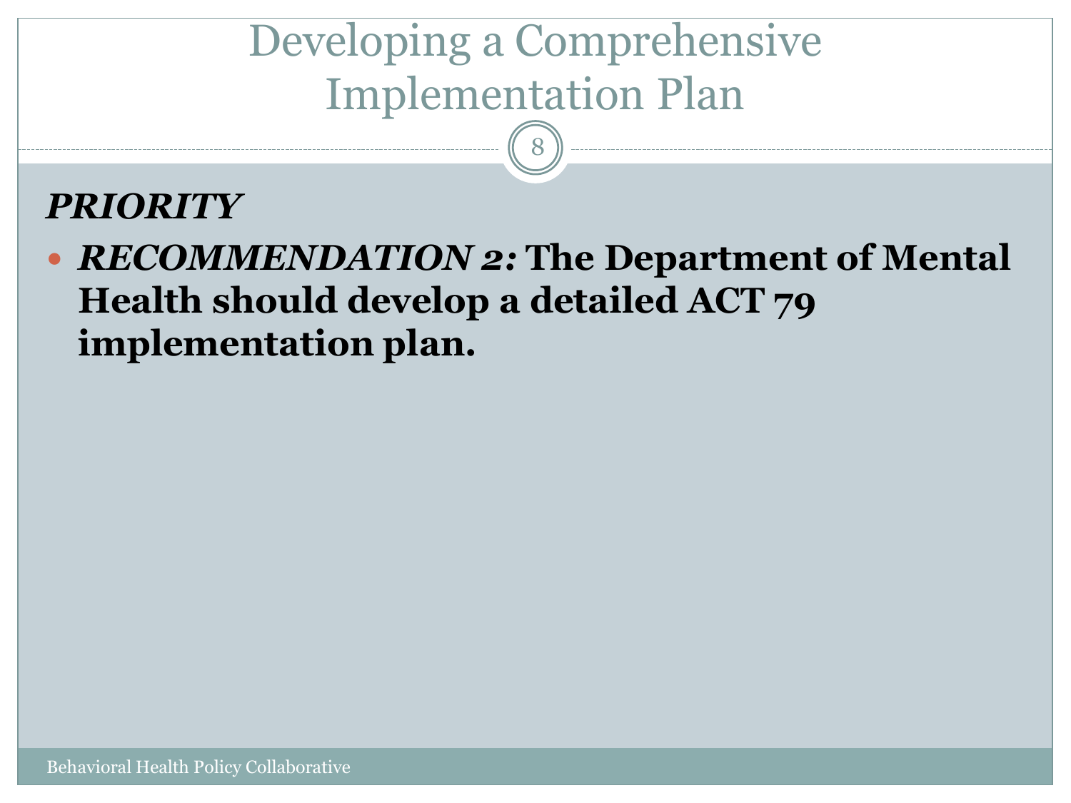# Developing a Comprehensive Implementation Plan

***PRIORITY***

- ***RECOMMENDATION 2:*** **The Department of Mental Health should develop a detailed ACT 79 implementation plan.**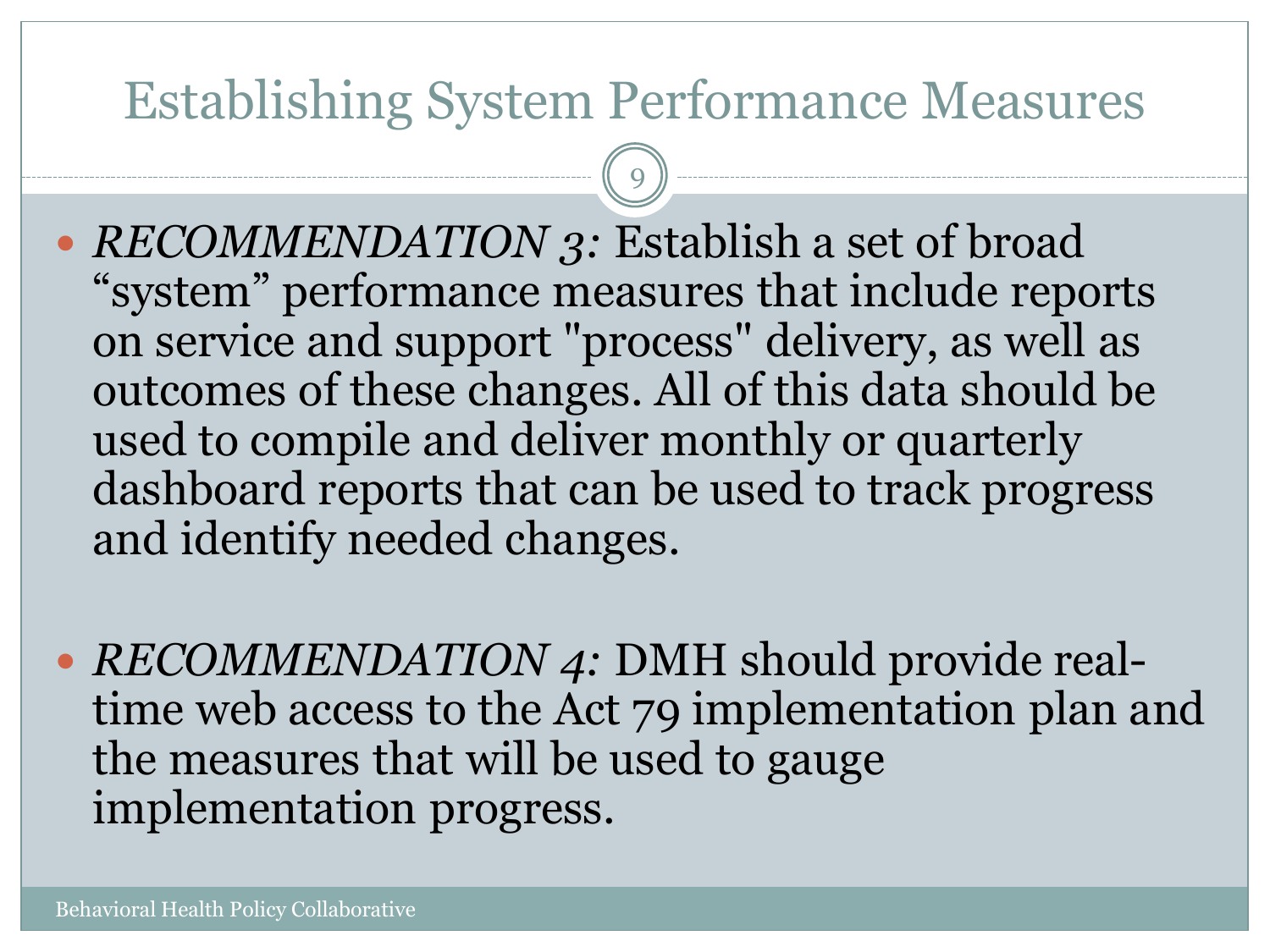# Establishing System Performance Measures

- *RECOMMENDATION 3:* Establish a set of broad "system" performance measures that include reports on service and support "process" delivery, as well as outcomes of these changes. All of this data should be used to compile and deliver monthly or quarterly dashboard reports that can be used to track progress and identify needed changes.

- *RECOMMENDATION 4:* DMH should provide real-time web access to the Act 79 implementation plan and the measures that will be used to gauge implementation progress.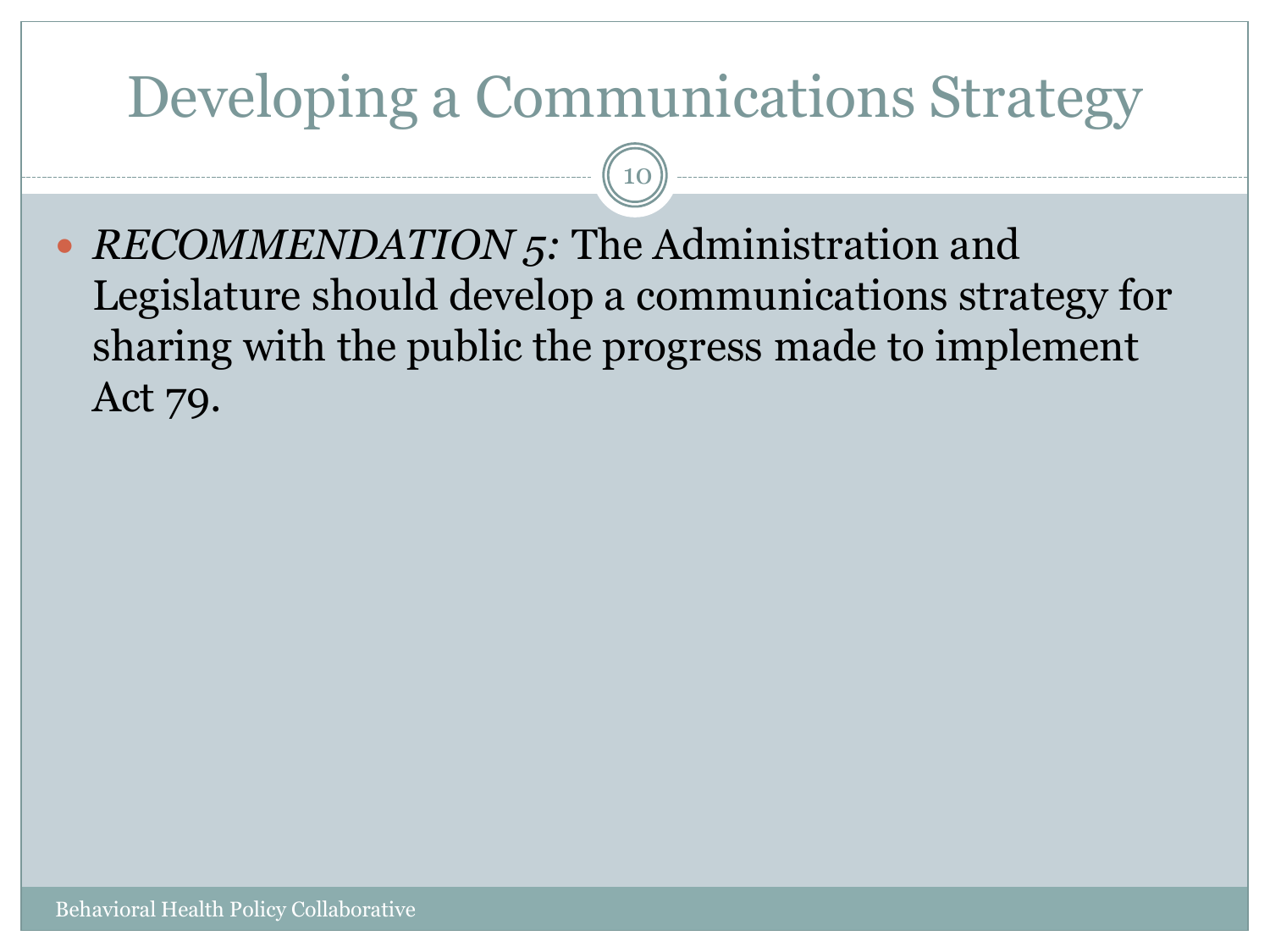# Developing a Communications Strategy

- *RECOMMENDATION 5:* The Administration and Legislature should develop a communications strategy for sharing with the public the progress made to implement Act 79.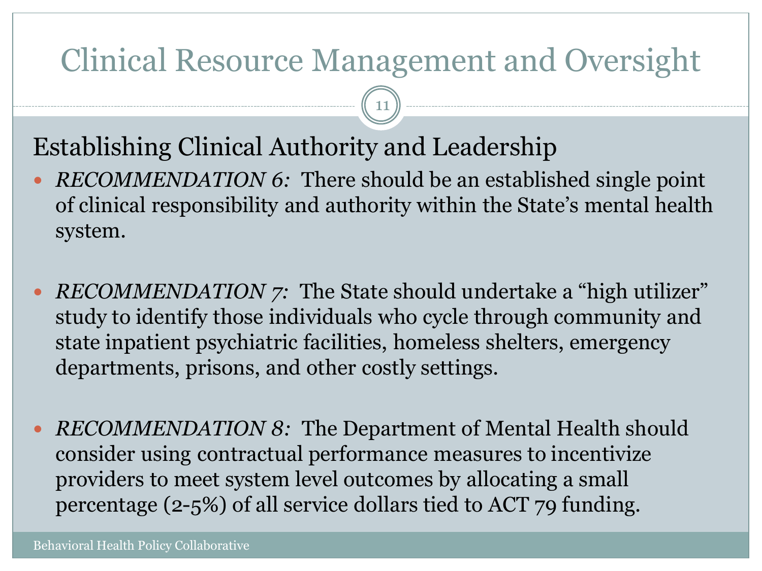# Clinical Resource Management and Oversight

## Establishing Clinical Authority and Leadership

- *RECOMMENDATION 6:* There should be an established single point of clinical responsibility and authority within the State's mental health system.

- *RECOMMENDATION 7:* The State should undertake a "high utilizer" study to identify those individuals who cycle through community and state inpatient psychiatric facilities, homeless shelters, emergency departments, prisons, and other costly settings.

- *RECOMMENDATION 8:* The Department of Mental Health should consider using contractual performance measures to incentivize providers to meet system level outcomes by allocating a small percentage (2-5%) of all service dollars tied to ACT 79 funding.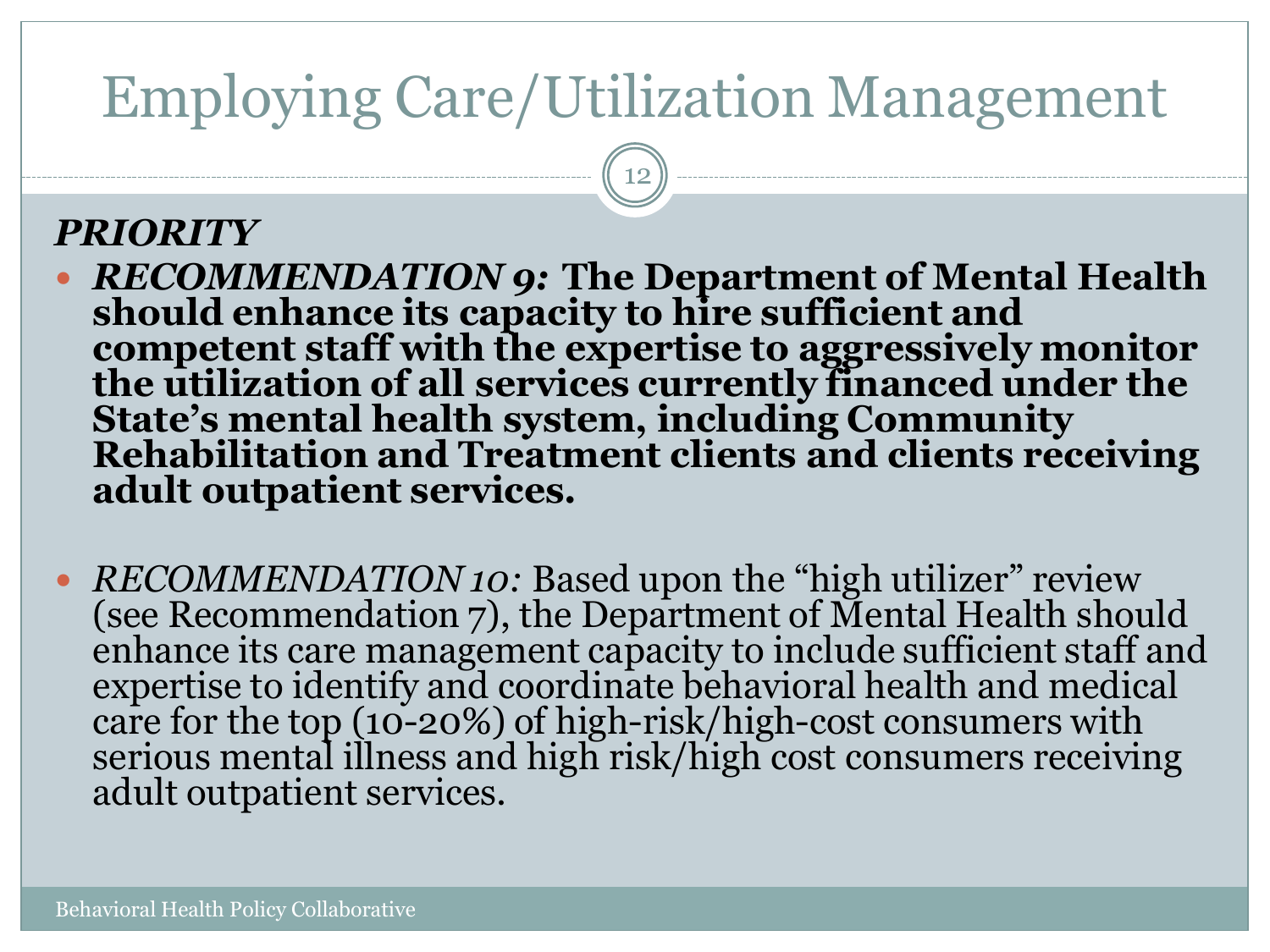# Employing Care/Utilization Management

***PRIORITY***

- ***RECOMMENDATION 9:* The Department of Mental Health should enhance its capacity to hire sufficient and competent staff with the expertise to aggressively monitor the utilization of all services currently financed under the State's mental health system, including Community Rehabilitation and Treatment clients and clients receiving adult outpatient services.**

- *RECOMMENDATION 10:* Based upon the "high utilizer" review (see Recommendation 7), the Department of Mental Health should enhance its care management capacity to include sufficient staff and expertise to identify and coordinate behavioral health and medical care for the top (10-20%) of high-risk/high-cost consumers with serious mental illness and high risk/high cost consumers receiving adult outpatient services.

Behavioral Health Policy Collaborative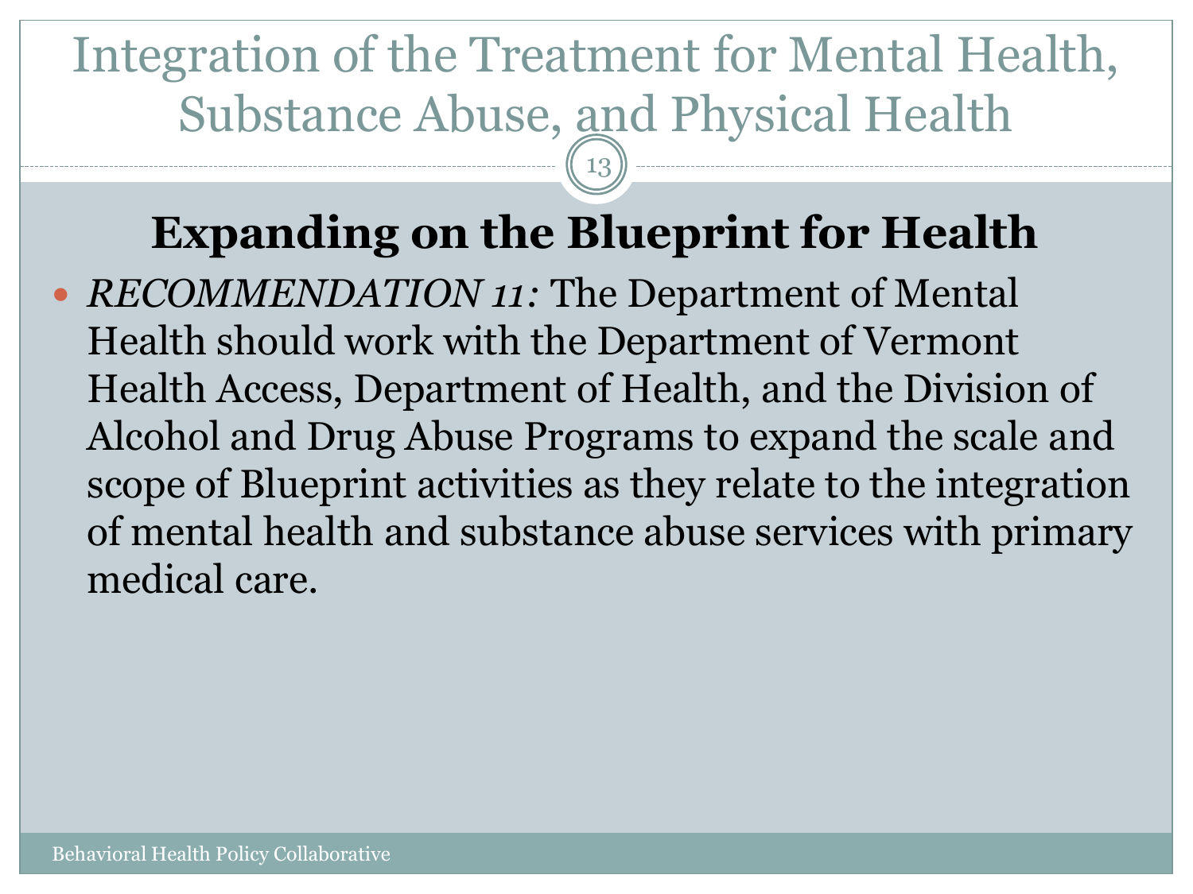# Integration of the Treatment for Mental Health, Substance Abuse, and Physical Health

## Expanding on the Blueprint for Health

- *RECOMMENDATION 11:* The Department of Mental Health should work with the Department of Vermont Health Access, Department of Health, and the Division of Alcohol and Drug Abuse Programs to expand the scale and scope of Blueprint activities as they relate to the integration of mental health and substance abuse services with primary medical care.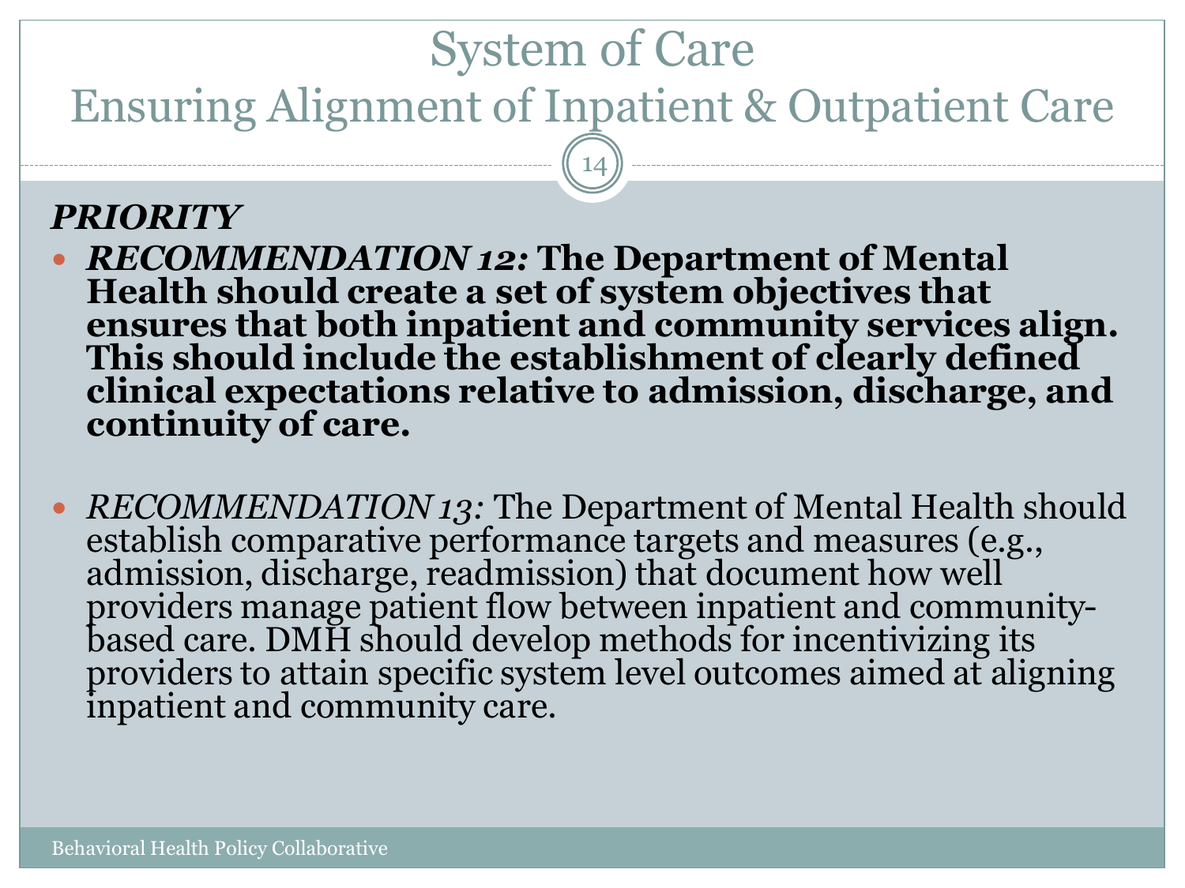# System of Care
## Ensuring Alignment of Inpatient & Outpatient Care

***PRIORITY***

- ***RECOMMENDATION 12:*** **The Department of Mental Health should create a set of system objectives that ensures that both inpatient and community services align. This should include the establishment of clearly defined clinical expectations relative to admission, discharge, and continuity of care.**

- *RECOMMENDATION 13:* The Department of Mental Health should establish comparative performance targets and measures (e.g., admission, discharge, readmission) that document how well providers manage patient flow between inpatient and community-based care. DMH should develop methods for incentivizing its providers to attain specific system level outcomes aimed at aligning inpatient and community care.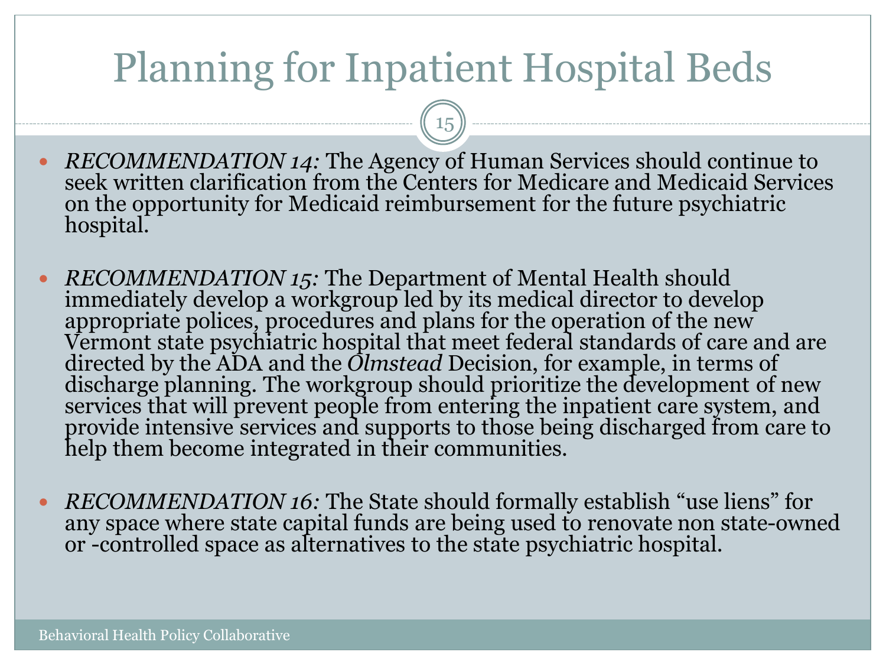# Planning for Inpatient Hospital Beds

- *RECOMMENDATION 14:* The Agency of Human Services should continue to seek written clarification from the Centers for Medicare and Medicaid Services on the opportunity for Medicaid reimbursement for the future psychiatric hospital.

- *RECOMMENDATION 15:* The Department of Mental Health should immediately develop a workgroup led by its medical director to develop appropriate polices, procedures and plans for the operation of the new Vermont state psychiatric hospital that meet federal standards of care and are directed by the ADA and the *Olmstead* Decision, for example, in terms of discharge planning. The workgroup should prioritize the development of new services that will prevent people from entering the inpatient care system, and provide intensive services and supports to those being discharged from care to help them become integrated in their communities.

- *RECOMMENDATION 16:* The State should formally establish "use liens" for any space where state capital funds are being used to renovate non state-owned or -controlled space as alternatives to the state psychiatric hospital.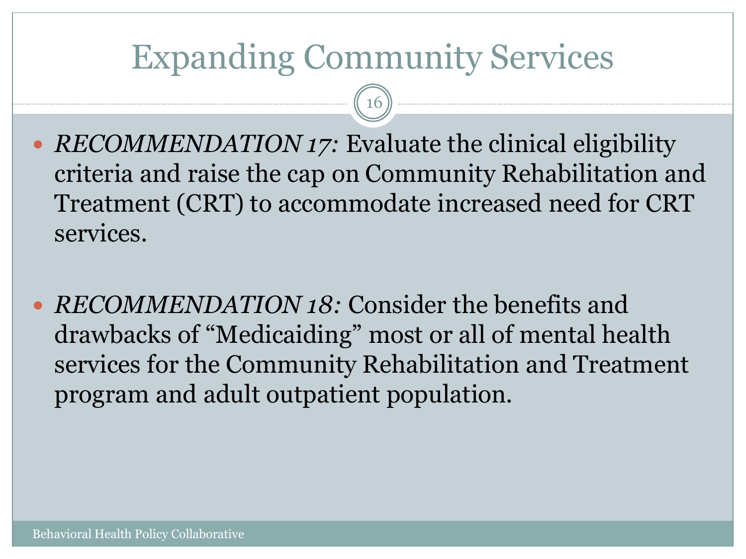# Expanding Community Services

- *RECOMMENDATION 17:* Evaluate the clinical eligibility criteria and raise the cap on Community Rehabilitation and Treatment (CRT) to accommodate increased need for CRT services.

- *RECOMMENDATION 18:* Consider the benefits and drawbacks of "Medicaiding" most or all of mental health services for the Community Rehabilitation and Treatment program and adult outpatient population.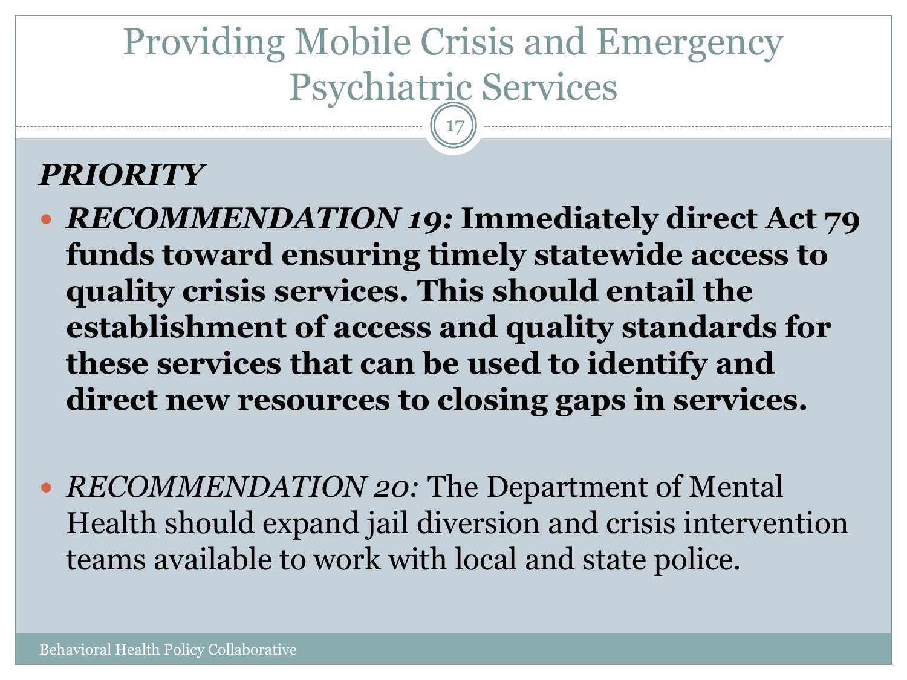# Providing Mobile Crisis and Emergency Psychiatric Services

***PRIORITY***

- ***RECOMMENDATION 19:* Immediately direct Act 79 funds toward ensuring timely statewide access to quality crisis services. This should entail the establishment of access and quality standards for these services that can be used to identify and direct new resources to closing gaps in services.**

- *RECOMMENDATION 20:* The Department of Mental Health should expand jail diversion and crisis intervention teams available to work with local and state police.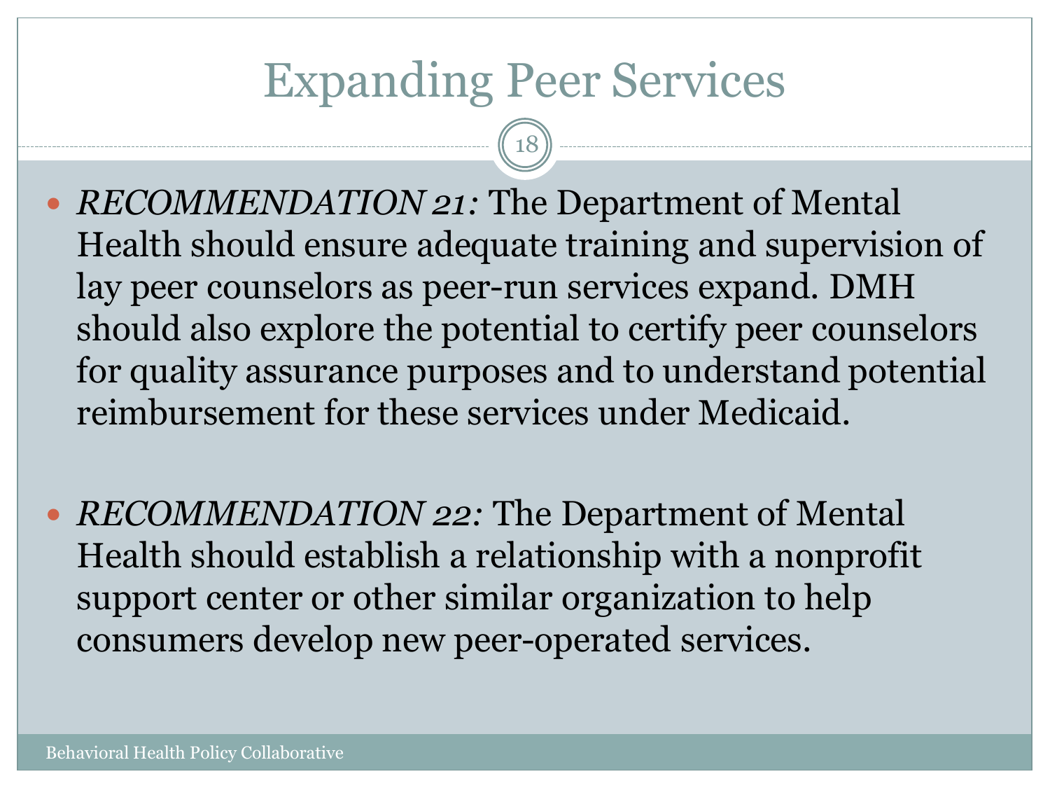# Expanding Peer Services

- *RECOMMENDATION 21:* The Department of Mental Health should ensure adequate training and supervision of lay peer counselors as peer-run services expand. DMH should also explore the potential to certify peer counselors for quality assurance purposes and to understand potential reimbursement for these services under Medicaid.

- *RECOMMENDATION 22:* The Department of Mental Health should establish a relationship with a nonprofit support center or other similar organization to help consumers develop new peer-operated services.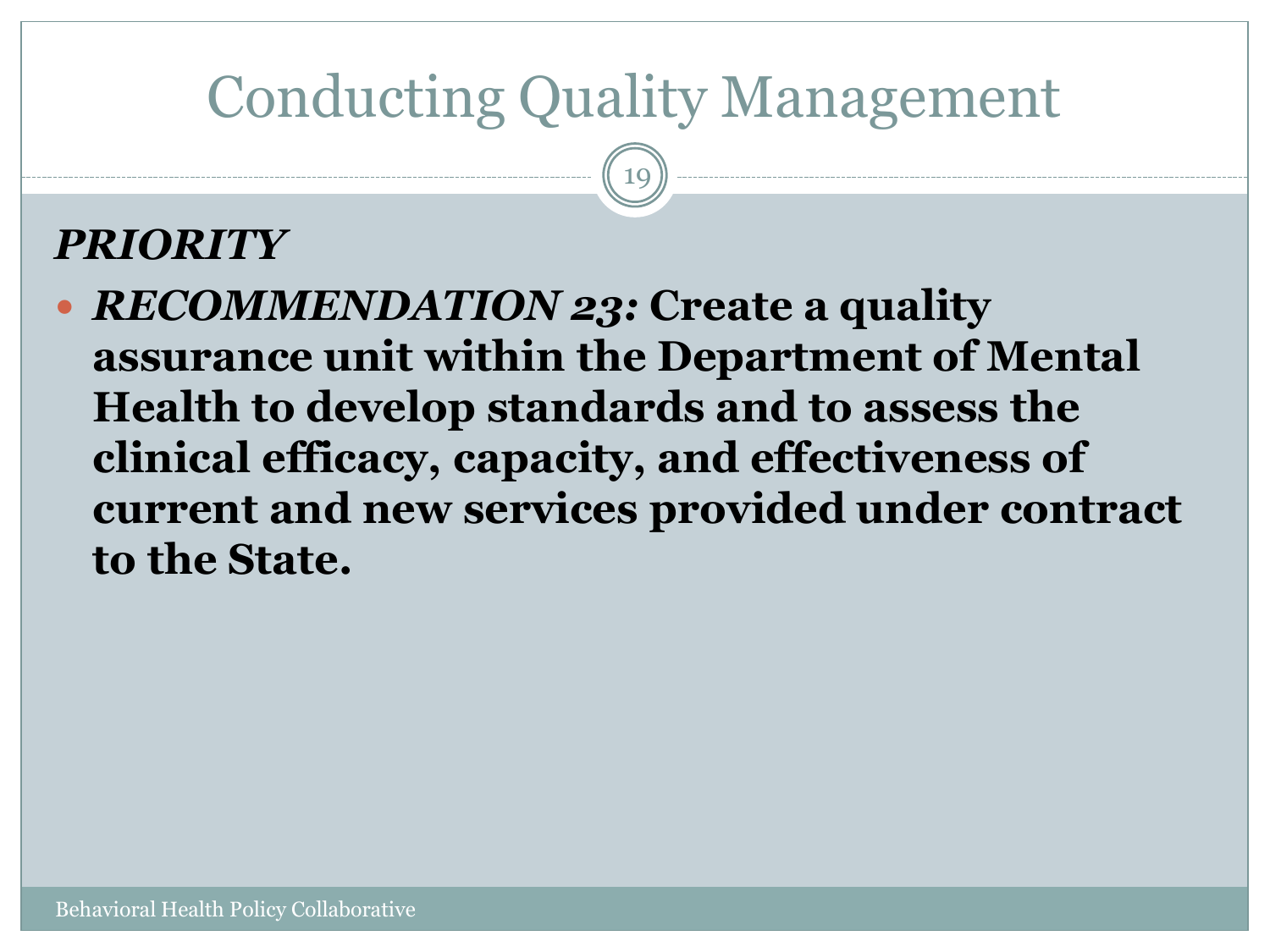# Conducting Quality Management

***PRIORITY***

- ***RECOMMENDATION 23:*** **Create a quality assurance unit within the Department of Mental Health to develop standards and to assess the clinical efficacy, capacity, and effectiveness of current and new services provided under contract to the State.**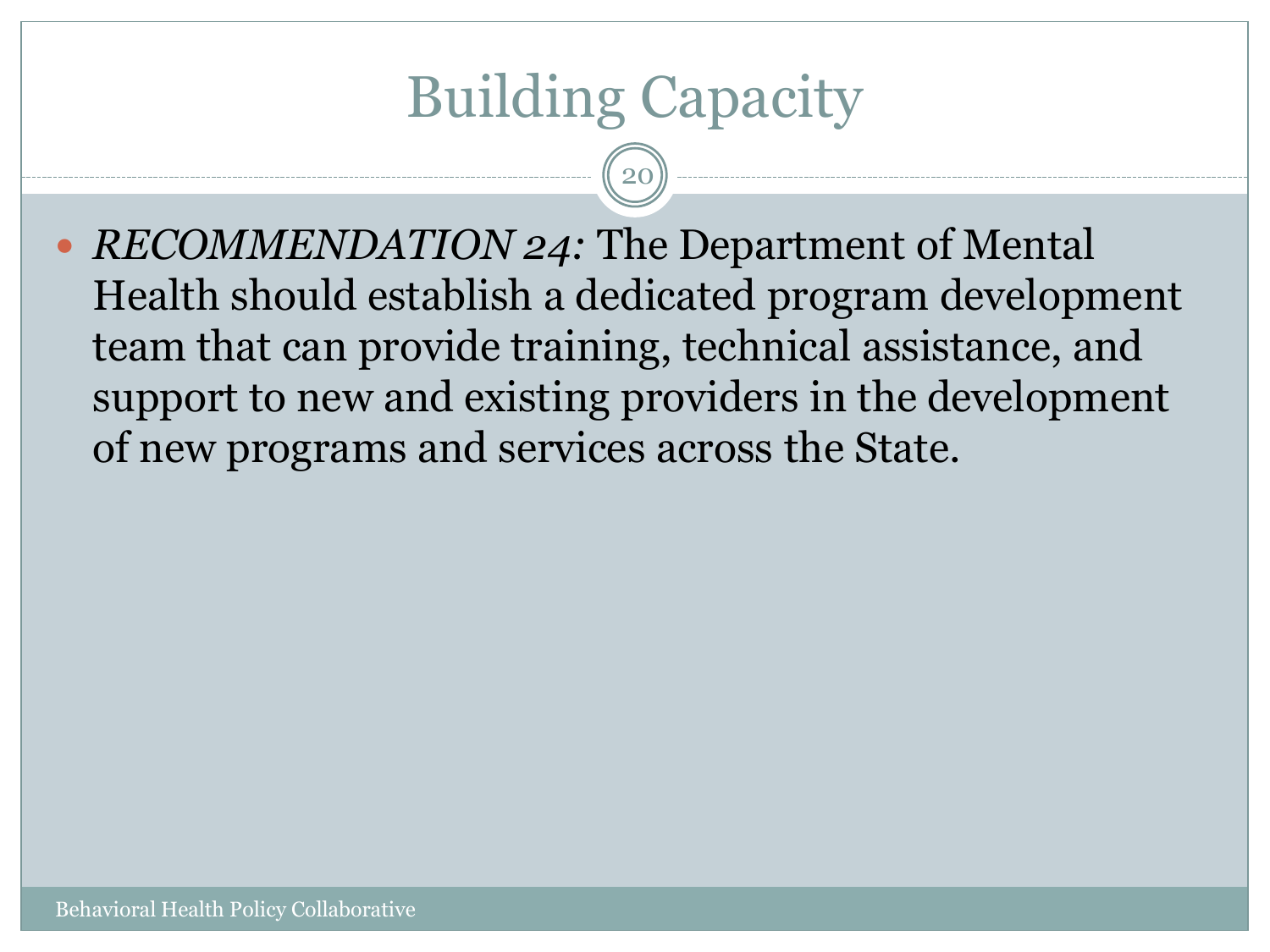# Building Capacity

- *RECOMMENDATION 24:* The Department of Mental Health should establish a dedicated program development team that can provide training, technical assistance, and support to new and existing providers in the development of new programs and services across the State.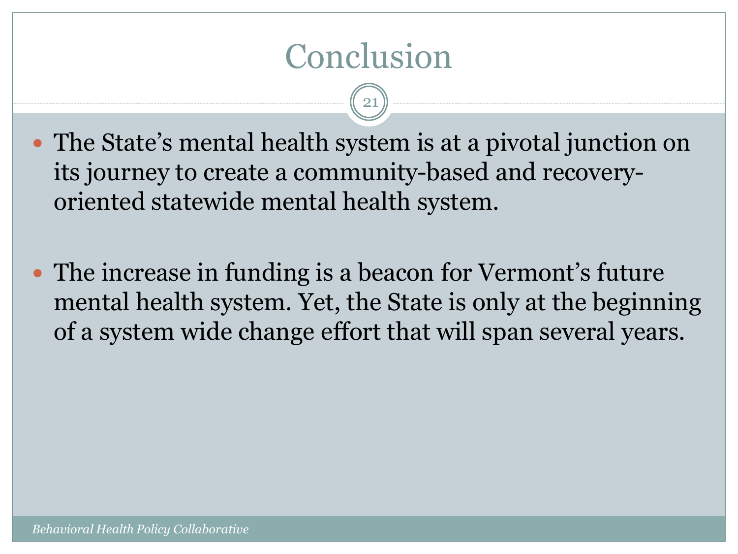# Conclusion

- The State's mental health system is at a pivotal junction on its journey to create a community-based and recovery-oriented statewide mental health system.

- The increase in funding is a beacon for Vermont's future mental health system. Yet, the State is only at the beginning of a system wide change effort that will span several years.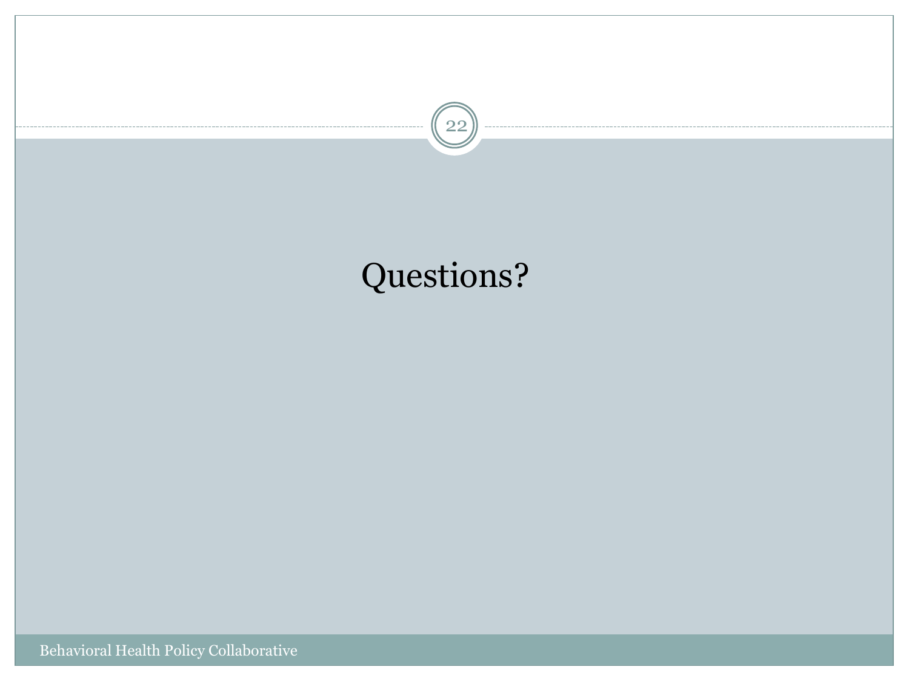# Questions?